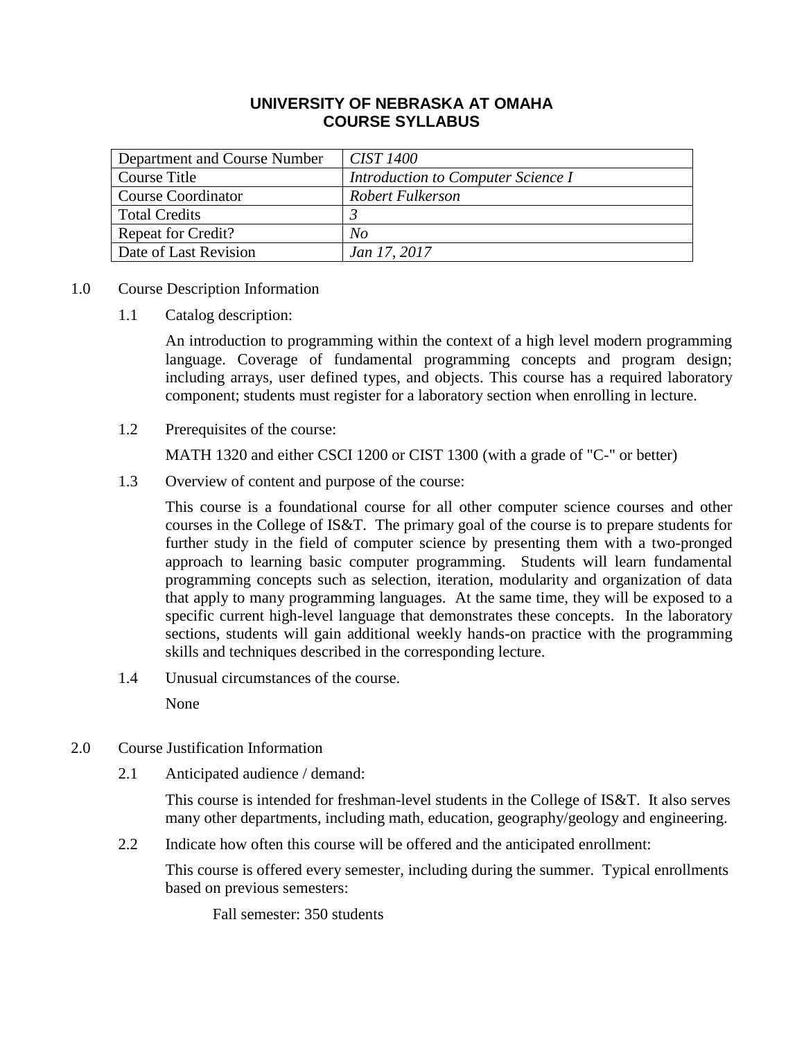# UNIVERSITY OF NEBRASKA AT OMAHA
# COURSE SYLLABUS

| Department and Course Number | *CIST 1400* |
|---|---|
| Course Title | *Introduction to Computer Science I* |
| Course Coordinator | *Robert Fulkerson* |
| Total Credits | *3* |
| Repeat for Credit? | *No* |
| Date of Last Revision | *Jan 17, 2017* |

## 1.0 Course Description Information

### 1.1 Catalog description:

An introduction to programming within the context of a high level modern programming language. Coverage of fundamental programming concepts and program design; including arrays, user defined types, and objects. This course has a required laboratory component; students must register for a laboratory section when enrolling in lecture.

### 1.2 Prerequisites of the course:

MATH 1320 and either CSCI 1200 or CIST 1300 (with a grade of "C-" or better)

### 1.3 Overview of content and purpose of the course:

This course is a foundational course for all other computer science courses and other courses in the College of IS&T. The primary goal of the course is to prepare students for further study in the field of computer science by presenting them with a two-pronged approach to learning basic computer programming. Students will learn fundamental programming concepts such as selection, iteration, modularity and organization of data that apply to many programming languages. At the same time, they will be exposed to a specific current high-level language that demonstrates these concepts. In the laboratory sections, students will gain additional weekly hands-on practice with the programming skills and techniques described in the corresponding lecture.

### 1.4 Unusual circumstances of the course.

None

## 2.0 Course Justification Information

### 2.1 Anticipated audience / demand:

This course is intended for freshman-level students in the College of IS&T. It also serves many other departments, including math, education, geography/geology and engineering.

### 2.2 Indicate how often this course will be offered and the anticipated enrollment:

This course is offered every semester, including during the summer. Typical enrollments based on previous semesters:

Fall semester: 350 students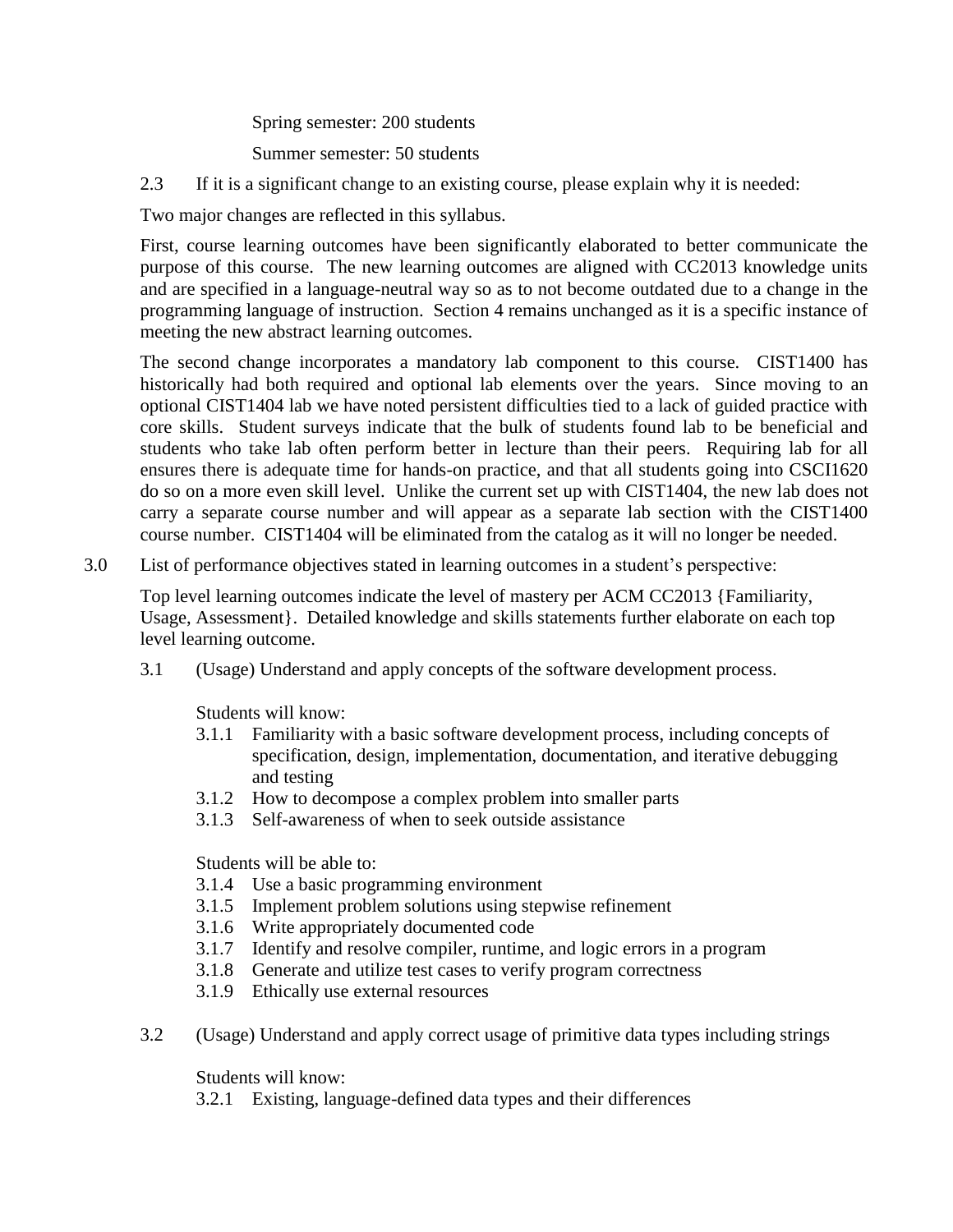Spring semester: 200 students

Summer semester: 50 students

2.3 If it is a significant change to an existing course, please explain why it is needed:

Two major changes are reflected in this syllabus.

First, course learning outcomes have been significantly elaborated to better communicate the purpose of this course. The new learning outcomes are aligned with CC2013 knowledge units and are specified in a language-neutral way so as to not become outdated due to a change in the programming language of instruction. Section 4 remains unchanged as it is a specific instance of meeting the new abstract learning outcomes.

The second change incorporates a mandatory lab component to this course. CIST1400 has historically had both required and optional lab elements over the years. Since moving to an optional CIST1404 lab we have noted persistent difficulties tied to a lack of guided practice with core skills. Student surveys indicate that the bulk of students found lab to be beneficial and students who take lab often perform better in lecture than their peers. Requiring lab for all ensures there is adequate time for hands-on practice, and that all students going into CSCI1620 do so on a more even skill level. Unlike the current set up with CIST1404, the new lab does not carry a separate course number and will appear as a separate lab section with the CIST1400 course number. CIST1404 will be eliminated from the catalog as it will no longer be needed.

3.0 List of performance objectives stated in learning outcomes in a student's perspective:

Top level learning outcomes indicate the level of mastery per ACM CC2013 {Familiarity, Usage, Assessment}. Detailed knowledge and skills statements further elaborate on each top level learning outcome.

3.1 (Usage) Understand and apply concepts of the software development process.

Students will know:

- 3.1.1 Familiarity with a basic software development process, including concepts of specification, design, implementation, documentation, and iterative debugging and testing
- 3.1.2 How to decompose a complex problem into smaller parts
- 3.1.3 Self-awareness of when to seek outside assistance

Students will be able to:

- 3.1.4 Use a basic programming environment
- 3.1.5 Implement problem solutions using stepwise refinement
- 3.1.6 Write appropriately documented code
- 3.1.7 Identify and resolve compiler, runtime, and logic errors in a program
- 3.1.8 Generate and utilize test cases to verify program correctness
- 3.1.9 Ethically use external resources

3.2 (Usage) Understand and apply correct usage of primitive data types including strings

Students will know:

- 3.2.1 Existing, language-defined data types and their differences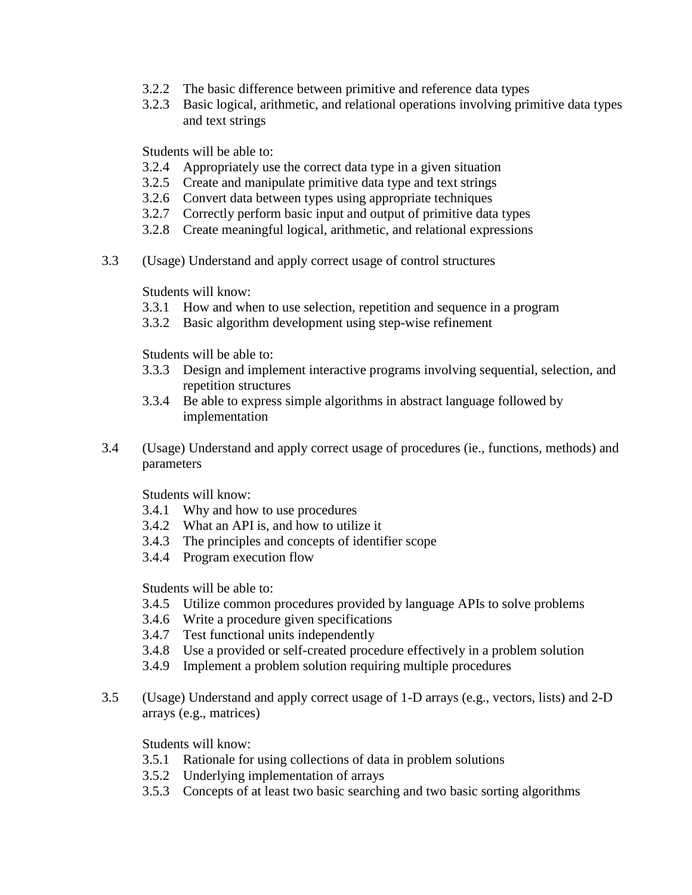- 3.2.2 The basic difference between primitive and reference data types
- 3.2.3 Basic logical, arithmetic, and relational operations involving primitive data types and text strings

Students will be able to:

- 3.2.4 Appropriately use the correct data type in a given situation
- 3.2.5 Create and manipulate primitive data type and text strings
- 3.2.6 Convert data between types using appropriate techniques
- 3.2.7 Correctly perform basic input and output of primitive data types
- 3.2.8 Create meaningful logical, arithmetic, and relational expressions

3.3 (Usage) Understand and apply correct usage of control structures

Students will know:

- 3.3.1 How and when to use selection, repetition and sequence in a program
- 3.3.2 Basic algorithm development using step-wise refinement

Students will be able to:

- 3.3.3 Design and implement interactive programs involving sequential, selection, and repetition structures
- 3.3.4 Be able to express simple algorithms in abstract language followed by implementation

3.4 (Usage) Understand and apply correct usage of procedures (ie., functions, methods) and parameters

Students will know:

- 3.4.1 Why and how to use procedures
- 3.4.2 What an API is, and how to utilize it
- 3.4.3 The principles and concepts of identifier scope
- 3.4.4 Program execution flow

Students will be able to:

- 3.4.5 Utilize common procedures provided by language APIs to solve problems
- 3.4.6 Write a procedure given specifications
- 3.4.7 Test functional units independently
- 3.4.8 Use a provided or self-created procedure effectively in a problem solution
- 3.4.9 Implement a problem solution requiring multiple procedures

3.5 (Usage) Understand and apply correct usage of 1-D arrays (e.g., vectors, lists) and 2-D arrays (e.g., matrices)

Students will know:

- 3.5.1 Rationale for using collections of data in problem solutions
- 3.5.2 Underlying implementation of arrays
- 3.5.3 Concepts of at least two basic searching and two basic sorting algorithms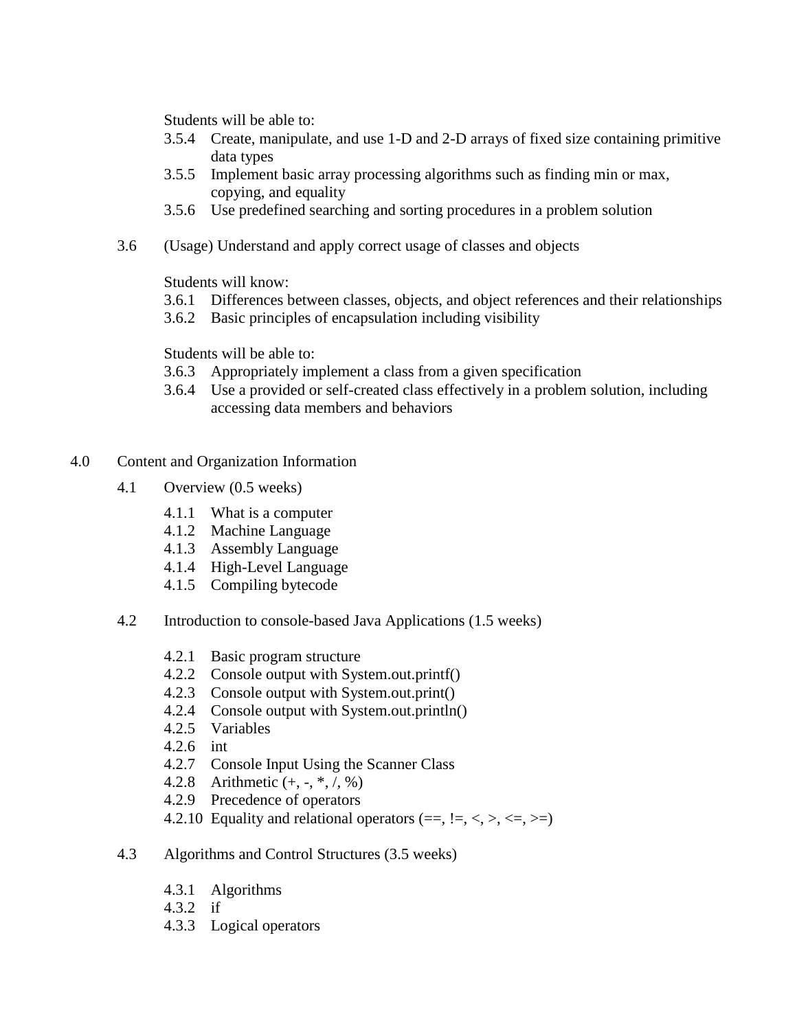Students will be able to:

- 3.5.4 Create, manipulate, and use 1-D and 2-D arrays of fixed size containing primitive data types
- 3.5.5 Implement basic array processing algorithms such as finding min or max, copying, and equality
- 3.5.6 Use predefined searching and sorting procedures in a problem solution

3.6 (Usage) Understand and apply correct usage of classes and objects

Students will know:

- 3.6.1 Differences between classes, objects, and object references and their relationships
- 3.6.2 Basic principles of encapsulation including visibility

Students will be able to:

- 3.6.3 Appropriately implement a class from a given specification
- 3.6.4 Use a provided or self-created class effectively in a problem solution, including accessing data members and behaviors

## 4.0 Content and Organization Information

### 4.1 Overview (0.5 weeks)

- 4.1.1 What is a computer
- 4.1.2 Machine Language
- 4.1.3 Assembly Language
- 4.1.4 High-Level Language
- 4.1.5 Compiling bytecode

### 4.2 Introduction to console-based Java Applications (1.5 weeks)

- 4.2.1 Basic program structure
- 4.2.2 Console output with System.out.printf()
- 4.2.3 Console output with System.out.print()
- 4.2.4 Console output with System.out.println()
- 4.2.5 Variables
- 4.2.6 int
- 4.2.7 Console Input Using the Scanner Class
- 4.2.8 Arithmetic (+, -, *, /, %)
- 4.2.9 Precedence of operators
- 4.2.10 Equality and relational operators (==, !=, <, >, <=, >=)

### 4.3 Algorithms and Control Structures (3.5 weeks)

- 4.3.1 Algorithms
- 4.3.2 if
- 4.3.3 Logical operators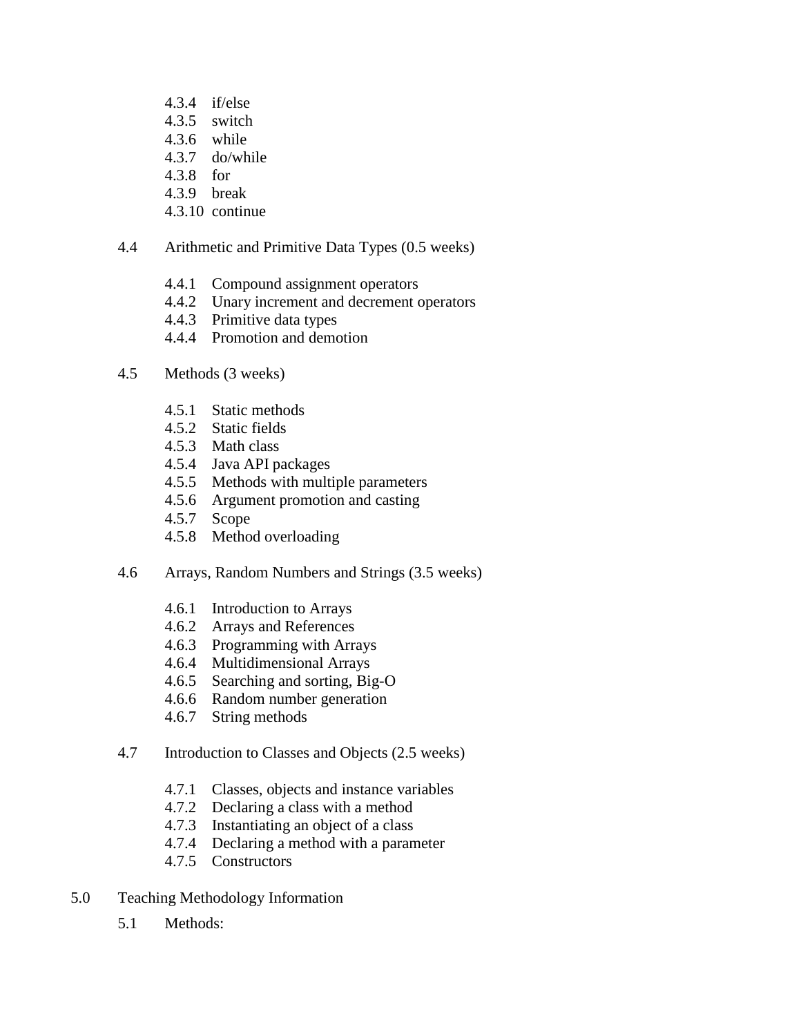- 4.3.4 if/else
- 4.3.5 switch
- 4.3.6 while
- 4.3.7 do/while
- 4.3.8 for
- 4.3.9 break
- 4.3.10 continue

4.4 Arithmetic and Primitive Data Types (0.5 weeks)

- 4.4.1 Compound assignment operators
- 4.4.2 Unary increment and decrement operators
- 4.4.3 Primitive data types
- 4.4.4 Promotion and demotion

4.5 Methods (3 weeks)

- 4.5.1 Static methods
- 4.5.2 Static fields
- 4.5.3 Math class
- 4.5.4 Java API packages
- 4.5.5 Methods with multiple parameters
- 4.5.6 Argument promotion and casting
- 4.5.7 Scope
- 4.5.8 Method overloading

4.6 Arrays, Random Numbers and Strings (3.5 weeks)

- 4.6.1 Introduction to Arrays
- 4.6.2 Arrays and References
- 4.6.3 Programming with Arrays
- 4.6.4 Multidimensional Arrays
- 4.6.5 Searching and sorting, Big-O
- 4.6.6 Random number generation
- 4.6.7 String methods

4.7 Introduction to Classes and Objects (2.5 weeks)

- 4.7.1 Classes, objects and instance variables
- 4.7.2 Declaring a class with a method
- 4.7.3 Instantiating an object of a class
- 4.7.4 Declaring a method with a parameter
- 4.7.5 Constructors

## 5.0 Teaching Methodology Information

5.1 Methods: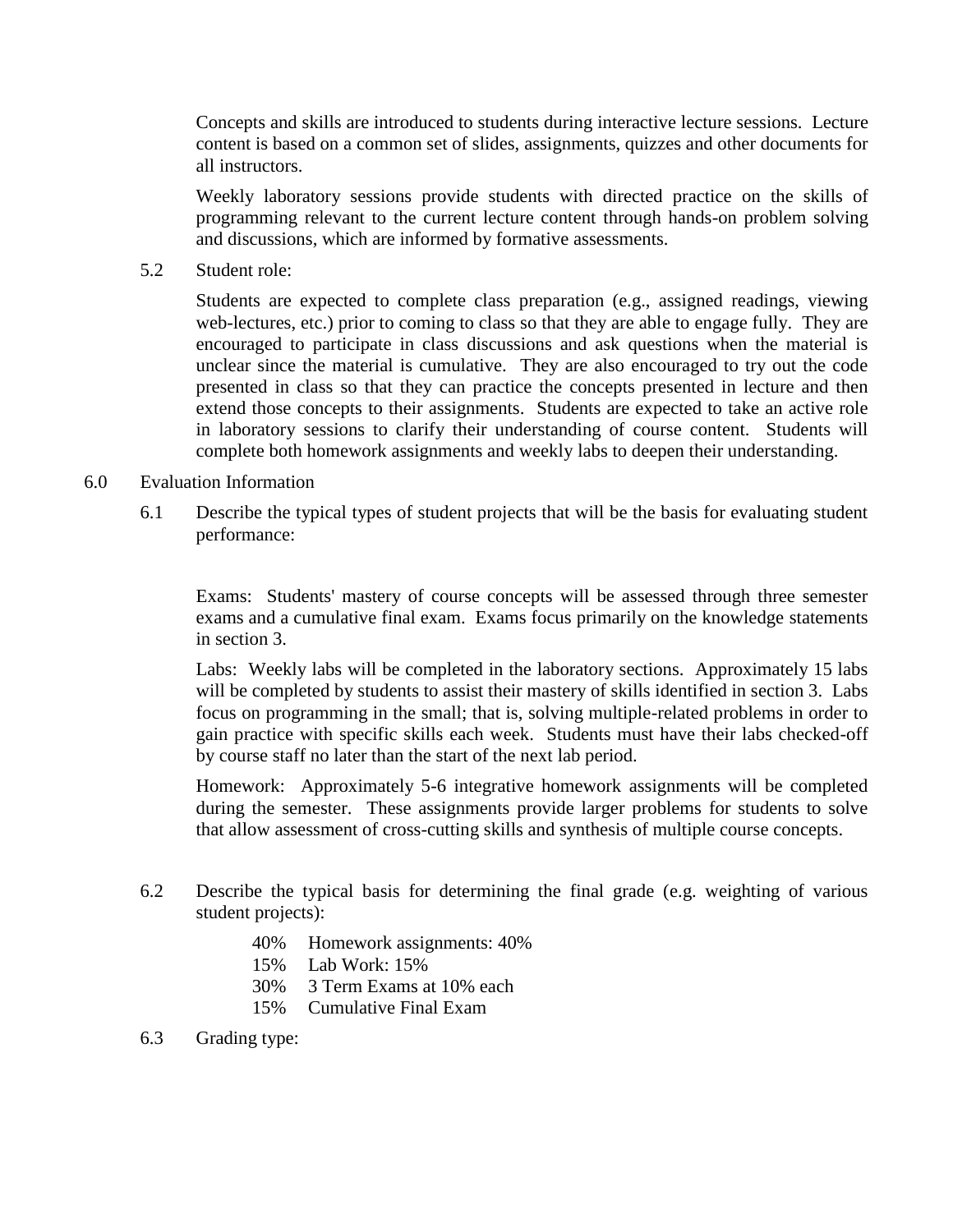Concepts and skills are introduced to students during interactive lecture sessions. Lecture content is based on a common set of slides, assignments, quizzes and other documents for all instructors.

Weekly laboratory sessions provide students with directed practice on the skills of programming relevant to the current lecture content through hands-on problem solving and discussions, which are informed by formative assessments.

5.2 Student role:

Students are expected to complete class preparation (e.g., assigned readings, viewing web-lectures, etc.) prior to coming to class so that they are able to engage fully. They are encouraged to participate in class discussions and ask questions when the material is unclear since the material is cumulative. They are also encouraged to try out the code presented in class so that they can practice the concepts presented in lecture and then extend those concepts to their assignments. Students are expected to take an active role in laboratory sessions to clarify their understanding of course content. Students will complete both homework assignments and weekly labs to deepen their understanding.

6.0 Evaluation Information

6.1 Describe the typical types of student projects that will be the basis for evaluating student performance:

Exams: Students' mastery of course concepts will be assessed through three semester exams and a cumulative final exam. Exams focus primarily on the knowledge statements in section 3.

Labs: Weekly labs will be completed in the laboratory sections. Approximately 15 labs will be completed by students to assist their mastery of skills identified in section 3. Labs focus on programming in the small; that is, solving multiple-related problems in order to gain practice with specific skills each week. Students must have their labs checked-off by course staff no later than the start of the next lab period.

Homework: Approximately 5-6 integrative homework assignments will be completed during the semester. These assignments provide larger problems for students to solve that allow assessment of cross-cutting skills and synthesis of multiple course concepts.

6.2 Describe the typical basis for determining the final grade (e.g. weighting of various student projects):

- 40% Homework assignments: 40%
- 15% Lab Work: 15%
- 30% 3 Term Exams at 10% each
- 15% Cumulative Final Exam

6.3 Grading type: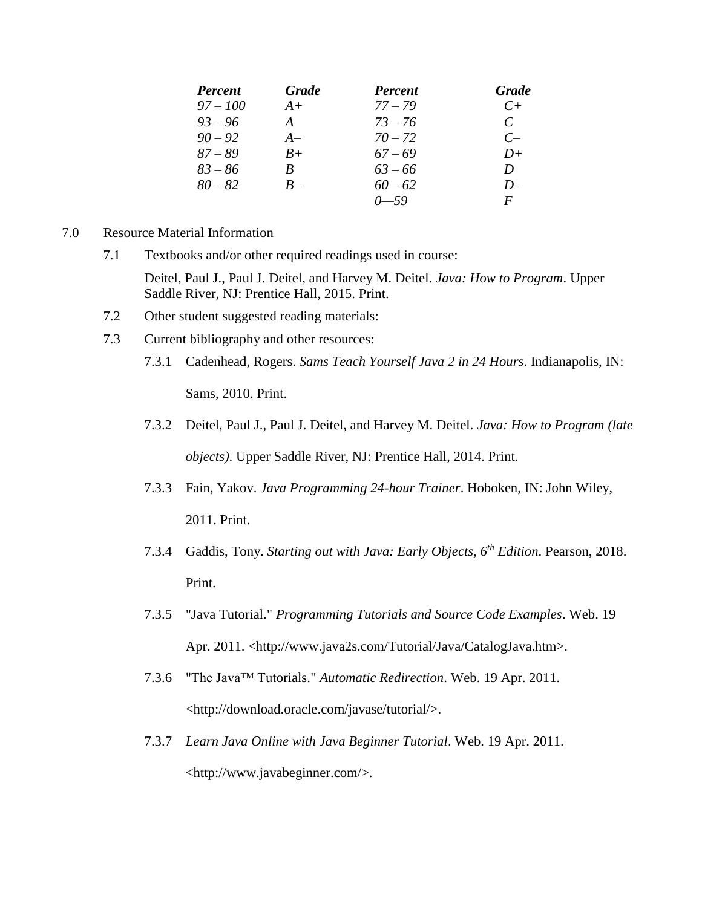| *Percent* | *Grade* | *Percent* | *Grade* |
|---|---|---|---|
| *97 – 100* | *A+* | *77 – 79* | *C+* |
| *93 – 96* | *A* | *73 – 76* | *C* |
| *90 – 92* | *A–* | *70 – 72* | *C–* |
| *87 – 89* | *B+* | *67 – 69* | *D+* |
| *83 – 86* | *B* | *63 – 66* | *D* |
| *80 – 82* | *B–* | *60 – 62* | *D–* |
| | | *0—59* | *F* |

7.0 Resource Material Information

7.1 Textbooks and/or other required readings used in course:

Deitel, Paul J., Paul J. Deitel, and Harvey M. Deitel. *Java: How to Program*. Upper Saddle River, NJ: Prentice Hall, 2015. Print.

7.2 Other student suggested reading materials:

7.3 Current bibliography and other resources:

7.3.1 Cadenhead, Rogers. *Sams Teach Yourself Java 2 in 24 Hours*. Indianapolis, IN: Sams, 2010. Print.

7.3.2 Deitel, Paul J., Paul J. Deitel, and Harvey M. Deitel. *Java: How to Program (late objects)*. Upper Saddle River, NJ: Prentice Hall, 2014. Print.

7.3.3 Fain, Yakov. *Java Programming 24-hour Trainer*. Hoboken, IN: John Wiley, 2011. Print.

7.3.4 Gaddis, Tony. *Starting out with Java: Early Objects, 6th Edition*. Pearson, 2018. Print.

7.3.5 "Java Tutorial." *Programming Tutorials and Source Code Examples*. Web. 19 Apr. 2011. <http://www.java2s.com/Tutorial/Java/CatalogJava.htm>.

7.3.6 "The Java™ Tutorials." *Automatic Redirection*. Web. 19 Apr. 2011. <http://download.oracle.com/javase/tutorial/>.

7.3.7 *Learn Java Online with Java Beginner Tutorial*. Web. 19 Apr. 2011. <http://www.javabeginner.com/>.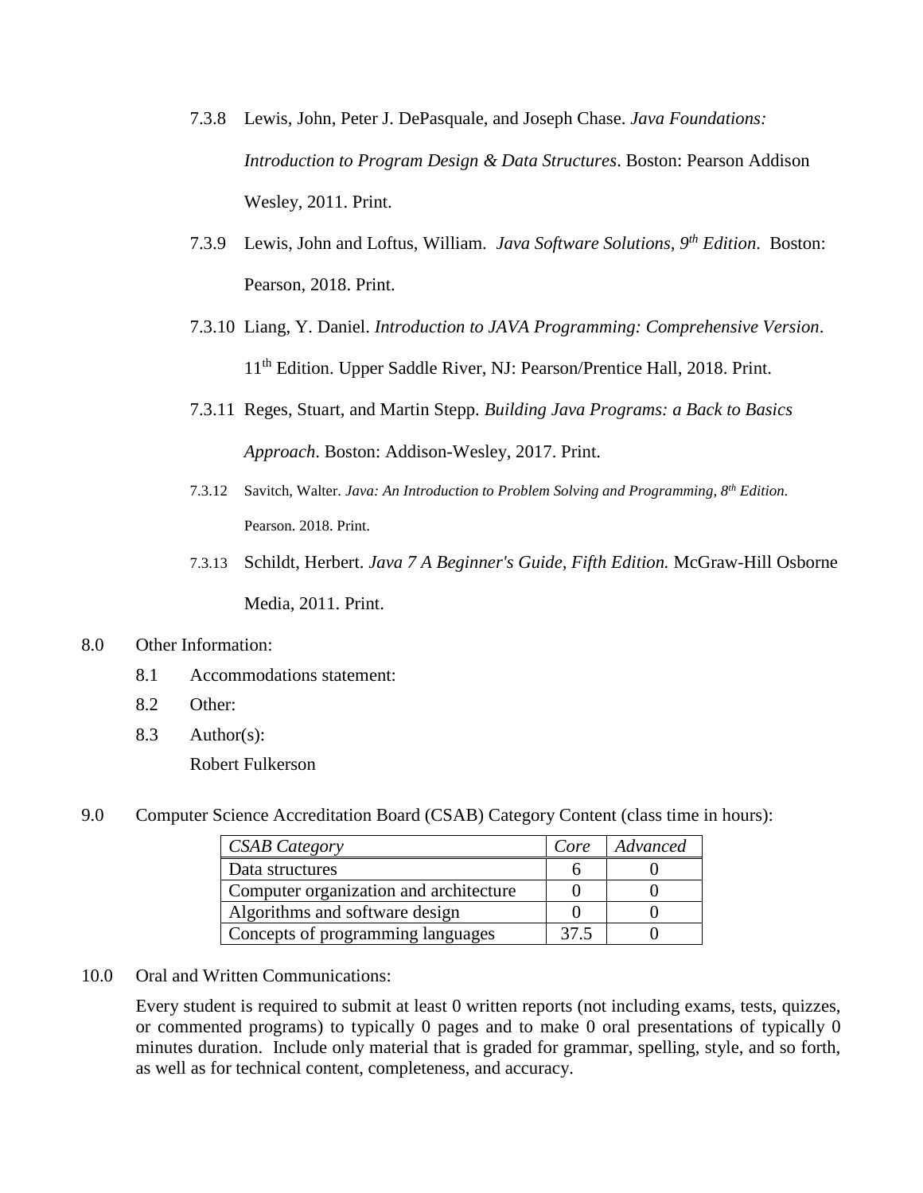7.3.8 Lewis, John, Peter J. DePasquale, and Joseph Chase. *Java Foundations: Introduction to Program Design & Data Structures*. Boston: Pearson Addison Wesley, 2011. Print.

7.3.9 Lewis, John and Loftus, William. *Java Software Solutions, 9th Edition*. Boston: Pearson, 2018. Print.

7.3.10 Liang, Y. Daniel. *Introduction to JAVA Programming: Comprehensive Version*. 11th Edition. Upper Saddle River, NJ: Pearson/Prentice Hall, 2018. Print.

7.3.11 Reges, Stuart, and Martin Stepp. *Building Java Programs: a Back to Basics Approach*. Boston: Addison-Wesley, 2017. Print.

7.3.12 Savitch, Walter. *Java: An Introduction to Problem Solving and Programming, 8th Edition.* Pearson. 2018. Print.

7.3.13 Schildt, Herbert. *Java 7 A Beginner's Guide, Fifth Edition.* McGraw-Hill Osborne Media, 2011. Print.

8.0 Other Information:

8.1 Accommodations statement:

8.2 Other:

8.3 Author(s):

Robert Fulkerson

9.0 Computer Science Accreditation Board (CSAB) Category Content (class time in hours):

| *CSAB Category* | *Core* | *Advanced* |
|---|---|---|
| Data structures | 6 | 0 |
| Computer organization and architecture | 0 | 0 |
| Algorithms and software design | 0 | 0 |
| Concepts of programming languages | 37.5 | 0 |

10.0 Oral and Written Communications:

Every student is required to submit at least 0 written reports (not including exams, tests, quizzes, or commented programs) to typically 0 pages and to make 0 oral presentations of typically 0 minutes duration. Include only material that is graded for grammar, spelling, style, and so forth, as well as for technical content, completeness, and accuracy.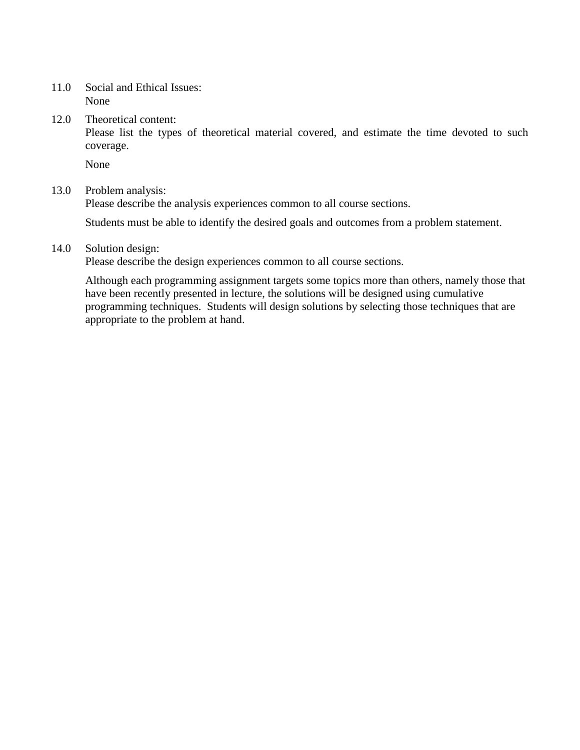11.0 Social and Ethical Issues:
None

12.0 Theoretical content:
Please list the types of theoretical material covered, and estimate the time devoted to such coverage.

None

13.0 Problem analysis:
Please describe the analysis experiences common to all course sections.

Students must be able to identify the desired goals and outcomes from a problem statement.

14.0 Solution design:
Please describe the design experiences common to all course sections.

Although each programming assignment targets some topics more than others, namely those that have been recently presented in lecture, the solutions will be designed using cumulative programming techniques. Students will design solutions by selecting those techniques that are appropriate to the problem at hand.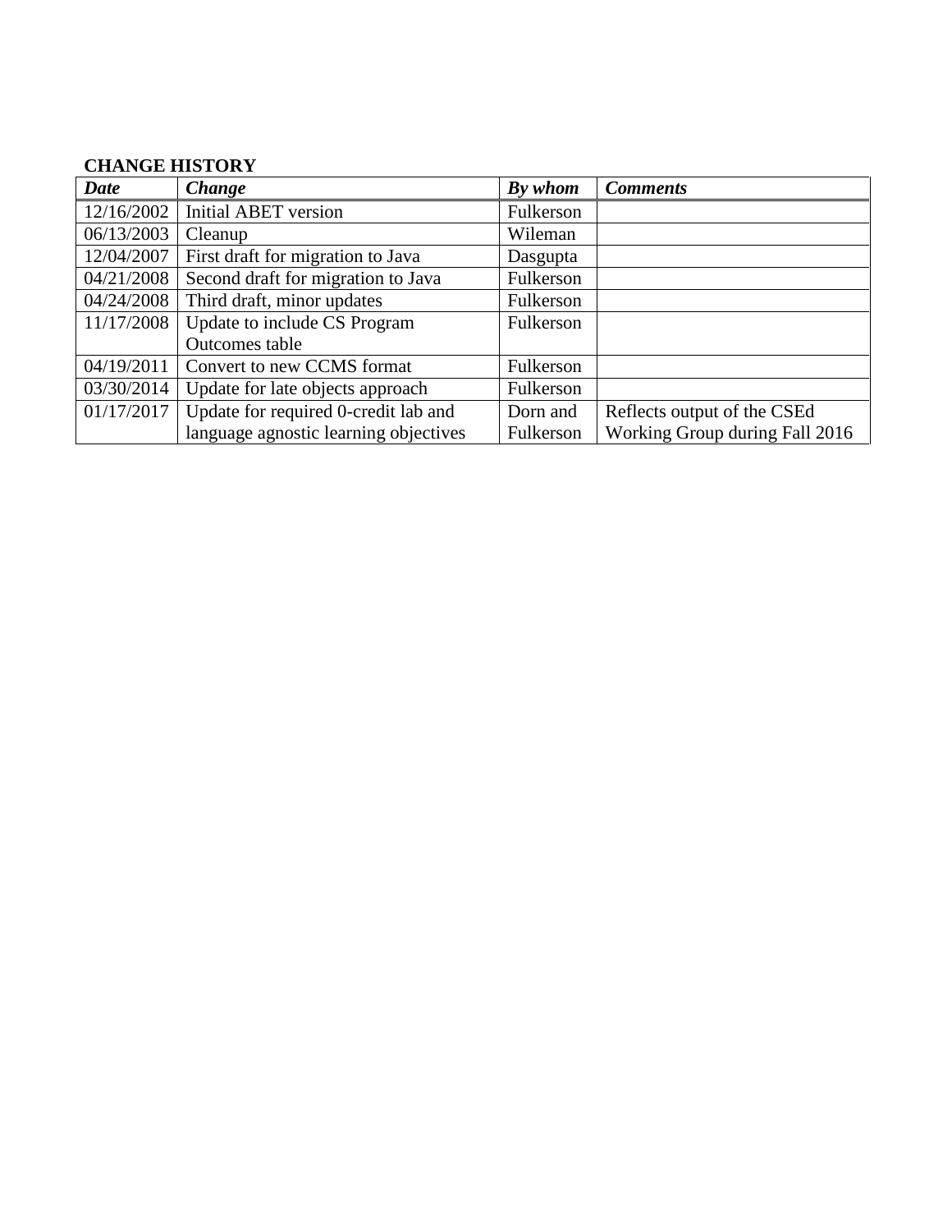**CHANGE HISTORY**

| *Date* | *Change* | *By whom* | *Comments* |
|---|---|---|---|
| 12/16/2002 | Initial ABET version | Fulkerson | |
| 06/13/2003 | Cleanup | Wileman | |
| 12/04/2007 | First draft for migration to Java | Dasgupta | |
| 04/21/2008 | Second draft for migration to Java | Fulkerson | |
| 04/24/2008 | Third draft, minor updates | Fulkerson | |
| 11/17/2008 | Update to include CS Program Outcomes table | Fulkerson | |
| 04/19/2011 | Convert to new CCMS format | Fulkerson | |
| 03/30/2014 | Update for late objects approach | Fulkerson | |
| 01/17/2017 | Update for required 0-credit lab and language agnostic learning objectives | Dorn and Fulkerson | Reflects output of the CSEd Working Group during Fall 2016 |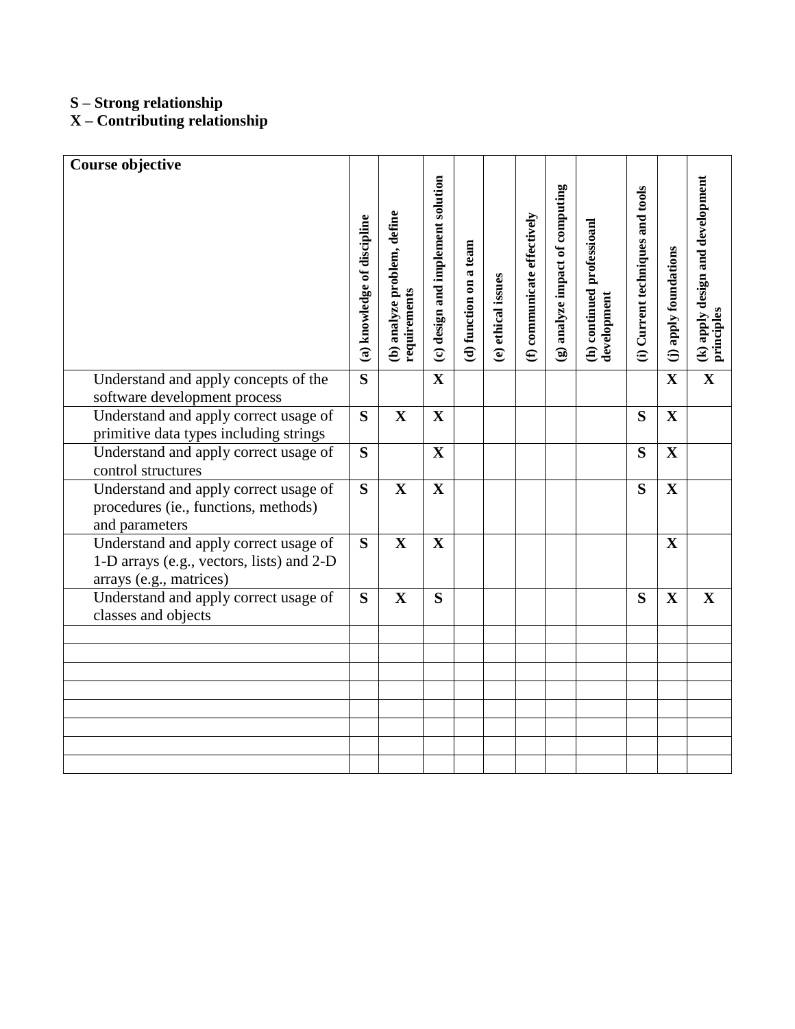**S – Strong relationship**
**X – Contributing relationship**

| Course objective | (a) knowledge of discipline | (b) analyze problem, define requirements | (c) design and implement solution | (d) function on a team | (e) ethical issues | (f) communicate effectively | (g) analyze impact of computing | (h) continued professioanl development | (i) Current techniques and tools | (j) apply foundations | (k) apply design and development principles |
|---|---|---|---|---|---|---|---|---|---|---|---|
| Understand and apply concepts of the software development process | S | | X | | | | | | | X | X |
| Understand and apply correct usage of primitive data types including strings | S | X | X | | | | | | S | X | |
| Understand and apply correct usage of control structures | S | | X | | | | | | S | X | |
| Understand and apply correct usage of procedures (ie., functions, methods) and parameters | S | X | X | | | | | | S | X | |
| Understand and apply correct usage of 1-D arrays (e.g., vectors, lists) and 2-D arrays (e.g., matrices) | S | X | X | | | | | | | X | |
| Understand and apply correct usage of classes and objects | S | X | S | | | | | | S | X | X |
| | | | | | | | | | | | |
| | | | | | | | | | | | |
| | | | | | | | | | | | |
| | | | | | | | | | | | |
| | | | | | | | | | | | |
| | | | | | | | | | | | |
| | | | | | | | | | | | |
| | | | | | | | | | | | |